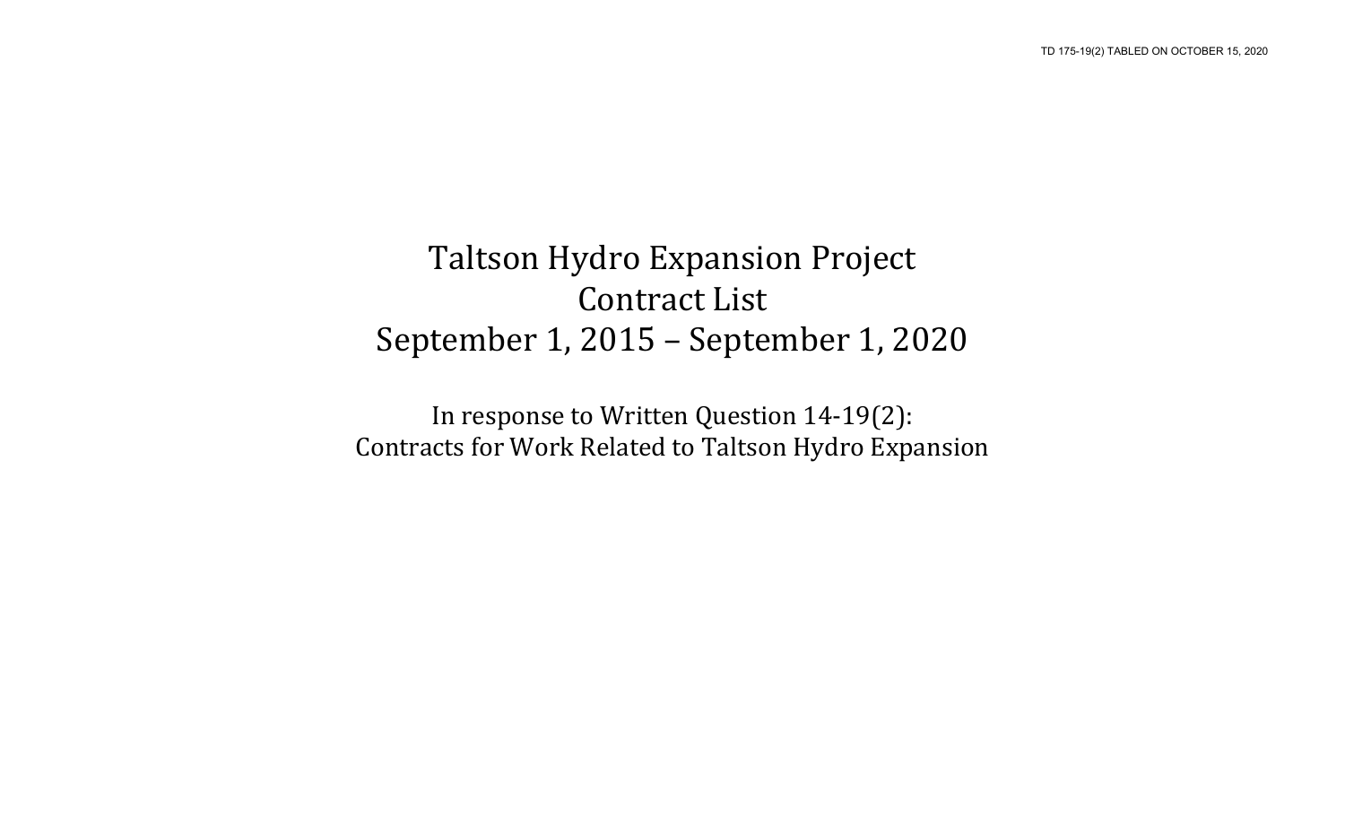TD 175-19(2) TABLED ON OCTOBER 15, 2020

# Taltson Hydro Expansion Project
# Contract List
# September 1, 2015 – September 1, 2020

In response to Written Question 14-19(2):
Contracts for Work Related to Taltson Hydro Expansion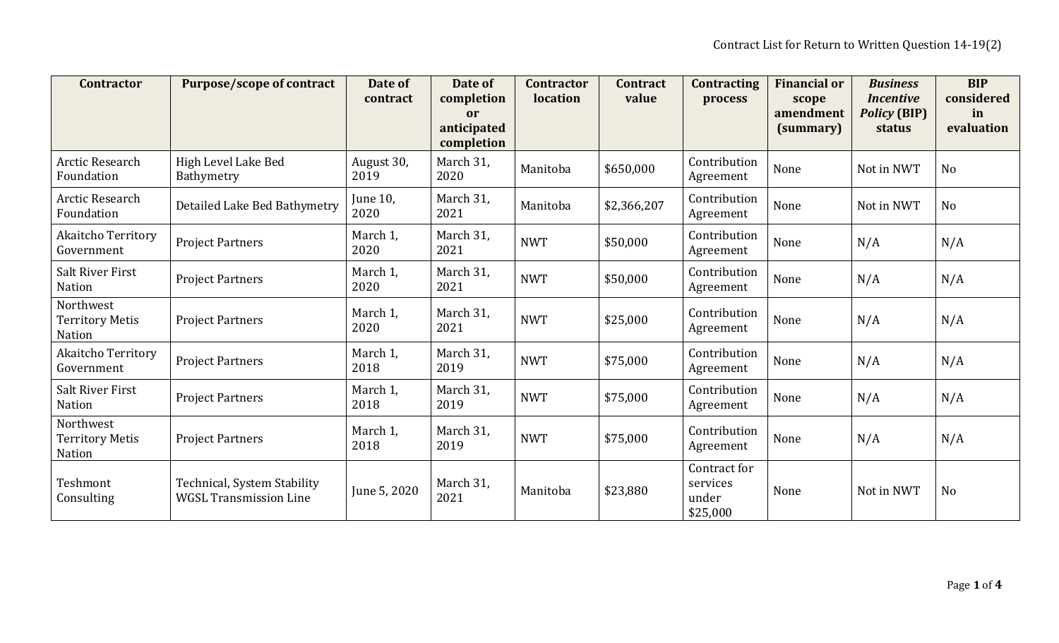Contract List for Return to Written Question 14-19(2)

| Contractor | Purpose/scope of contract | Date of contract | Date of completion or anticipated completion | Contractor location | Contract value | Contracting process | Financial or scope amendment (summary) | *Business Incentive Policy* (BIP) status | BIP considered in evaluation |
|---|---|---|---|---|---|---|---|---|---|
| Arctic Research Foundation | High Level Lake Bed Bathymetry | August 30, 2019 | March 31, 2020 | Manitoba | $650,000 | Contribution Agreement | None | Not in NWT | No |
| Arctic Research Foundation | Detailed Lake Bed Bathymetry | June 10, 2020 | March 31, 2021 | Manitoba | $2,366,207 | Contribution Agreement | None | Not in NWT | No |
| Akaitcho Territory Government | Project Partners | March 1, 2020 | March 31, 2021 | NWT | $50,000 | Contribution Agreement | None | N/A | N/A |
| Salt River First Nation | Project Partners | March 1, 2020 | March 31, 2021 | NWT | $50,000 | Contribution Agreement | None | N/A | N/A |
| Northwest Territory Metis Nation | Project Partners | March 1, 2020 | March 31, 2021 | NWT | $25,000 | Contribution Agreement | None | N/A | N/A |
| Akaitcho Territory Government | Project Partners | March 1, 2018 | March 31, 2019 | NWT | $75,000 | Contribution Agreement | None | N/A | N/A |
| Salt River First Nation | Project Partners | March 1, 2018 | March 31, 2019 | NWT | $75,000 | Contribution Agreement | None | N/A | N/A |
| Northwest Territory Metis Nation | Project Partners | March 1, 2018 | March 31, 2019 | NWT | $75,000 | Contribution Agreement | None | N/A | N/A |
| Teshmont Consulting | Technical, System Stability WGSL Transmission Line | June 5, 2020 | March 31, 2021 | Manitoba | $23,880 | Contract for services under $25,000 | None | Not in NWT | No |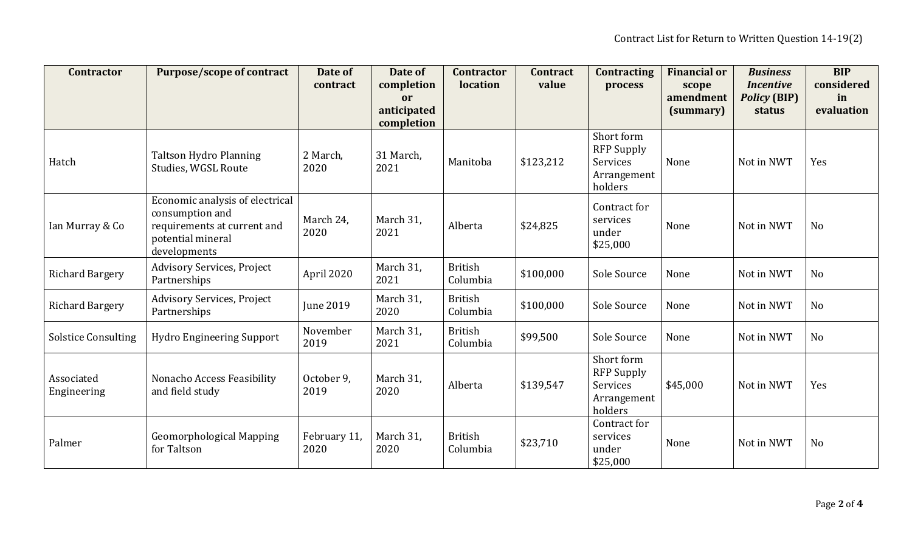| Contractor | Purpose/scope of contract | Date of contract | Date of completion or anticipated completion | Contractor location | Contract value | Contracting process | Financial or scope amendment (summary) | *Business Incentive Policy* (BIP) status | BIP considered in evaluation |
|---|---|---|---|---|---|---|---|---|---|
| Hatch | Taltson Hydro Planning Studies, WGSL Route | 2 March, 2020 | 31 March, 2021 | Manitoba | $123,212 | Short form RFP Supply Services Arrangement holders | None | Not in NWT | Yes |
| Ian Murray & Co | Economic analysis of electrical consumption and requirements at current and potential mineral developments | March 24, 2020 | March 31, 2021 | Alberta | $24,825 | Contract for services under $25,000 | None | Not in NWT | No |
| Richard Bargery | Advisory Services, Project Partnerships | April 2020 | March 31, 2021 | British Columbia | $100,000 | Sole Source | None | Not in NWT | No |
| Richard Bargery | Advisory Services, Project Partnerships | June 2019 | March 31, 2020 | British Columbia | $100,000 | Sole Source | None | Not in NWT | No |
| Solstice Consulting | Hydro Engineering Support | November 2019 | March 31, 2021 | British Columbia | $99,500 | Sole Source | None | Not in NWT | No |
| Associated Engineering | Nonacho Access Feasibility and field study | October 9, 2019 | March 31, 2020 | Alberta | $139,547 | Short form RFP Supply Services Arrangement holders | $45,000 | Not in NWT | Yes |
| Palmer | Geomorphological Mapping for Taltson | February 11, 2020 | March 31, 2020 | British Columbia | $23,710 | Contract for services under $25,000 | None | Not in NWT | No |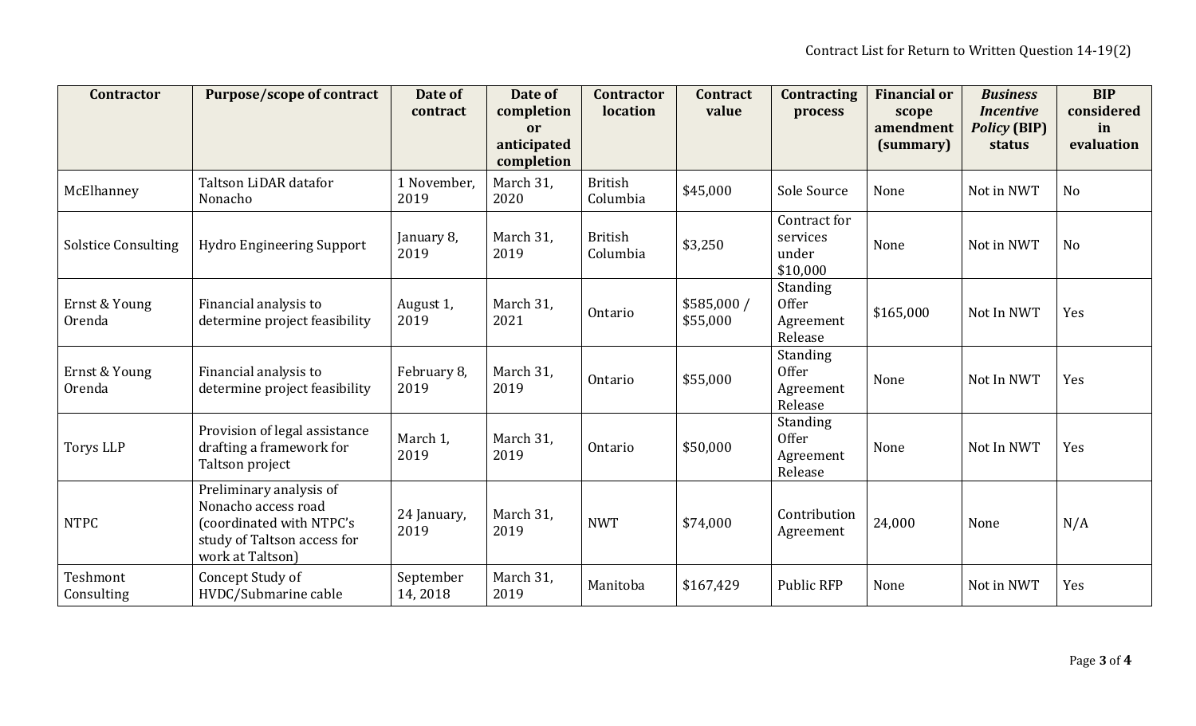| Contractor | Purpose/scope of contract | Date of contract | Date of completion or anticipated completion | Contractor location | Contract value | Contracting process | Financial or scope amendment (summary) | *Business Incentive Policy* (BIP) status | BIP considered in evaluation |
|---|---|---|---|---|---|---|---|---|---|
| McElhanney | Taltson LiDAR datafor Nonacho | 1 November, 2019 | March 31, 2020 | British Columbia | $45,000 | Sole Source | None | Not in NWT | No |
| Solstice Consulting | Hydro Engineering Support | January 8, 2019 | March 31, 2019 | British Columbia | $3,250 | Contract for services under $10,000 | None | Not in NWT | No |
| Ernst & Young Orenda | Financial analysis to determine project feasibility | August 1, 2019 | March 31, 2021 | Ontario | $585,000 / $55,000 | Standing Offer Agreement Release | $165,000 | Not In NWT | Yes |
| Ernst & Young Orenda | Financial analysis to determine project feasibility | February 8, 2019 | March 31, 2019 | Ontario | $55,000 | Standing Offer Agreement Release | None | Not In NWT | Yes |
| Torys LLP | Provision of legal assistance drafting a framework for Taltson project | March 1, 2019 | March 31, 2019 | Ontario | $50,000 | Standing Offer Agreement Release | None | Not In NWT | Yes |
| NTPC | Preliminary analysis of Nonacho access road (coordinated with NTPC's study of Taltson access for work at Taltson) | 24 January, 2019 | March 31, 2019 | NWT | $74,000 | Contribution Agreement | 24,000 | None | N/A |
| Teshmont Consulting | Concept Study of HVDC/Submarine cable | September 14, 2018 | March 31, 2019 | Manitoba | $167,429 | Public RFP | None | Not in NWT | Yes |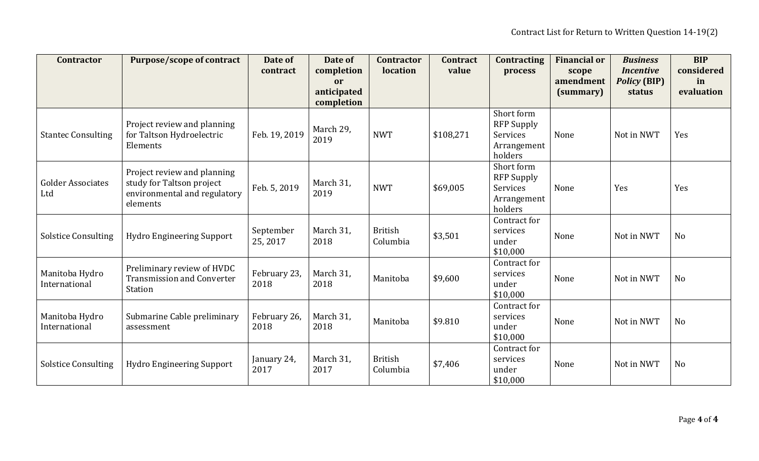Contract List for Return to Written Question 14-19(2)

| Contractor | Purpose/scope of contract | Date of contract | Date of completion or anticipated completion | Contractor location | Contract value | Contracting process | Financial or scope amendment (summary) | *Business Incentive Policy* (BIP) status | BIP considered in evaluation |
|---|---|---|---|---|---|---|---|---|---|
| Stantec Consulting | Project review and planning for Taltson Hydroelectric Elements | Feb. 19, 2019 | March 29, 2019 | NWT | $108,271 | Short form RFP Supply Services Arrangement holders | None | Not in NWT | Yes |
| Golder Associates Ltd | Project review and planning study for Taltson project environmental and regulatory elements | Feb. 5, 2019 | March 31, 2019 | NWT | $69,005 | Short form RFP Supply Services Arrangement holders | None | Yes | Yes |
| Solstice Consulting | Hydro Engineering Support | September 25, 2017 | March 31, 2018 | British Columbia | $3,501 | Contract for services under $10,000 | None | Not in NWT | No |
| Manitoba Hydro International | Preliminary review of HVDC Transmission and Converter Station | February 23, 2018 | March 31, 2018 | Manitoba | $9,600 | Contract for services under $10,000 | None | Not in NWT | No |
| Manitoba Hydro International | Submarine Cable preliminary assessment | February 26, 2018 | March 31, 2018 | Manitoba | $9.810 | Contract for services under $10,000 | None | Not in NWT | No |
| Solstice Consulting | Hydro Engineering Support | January 24, 2017 | March 31, 2017 | British Columbia | $7,406 | Contract for services under $10,000 | None | Not in NWT | No |